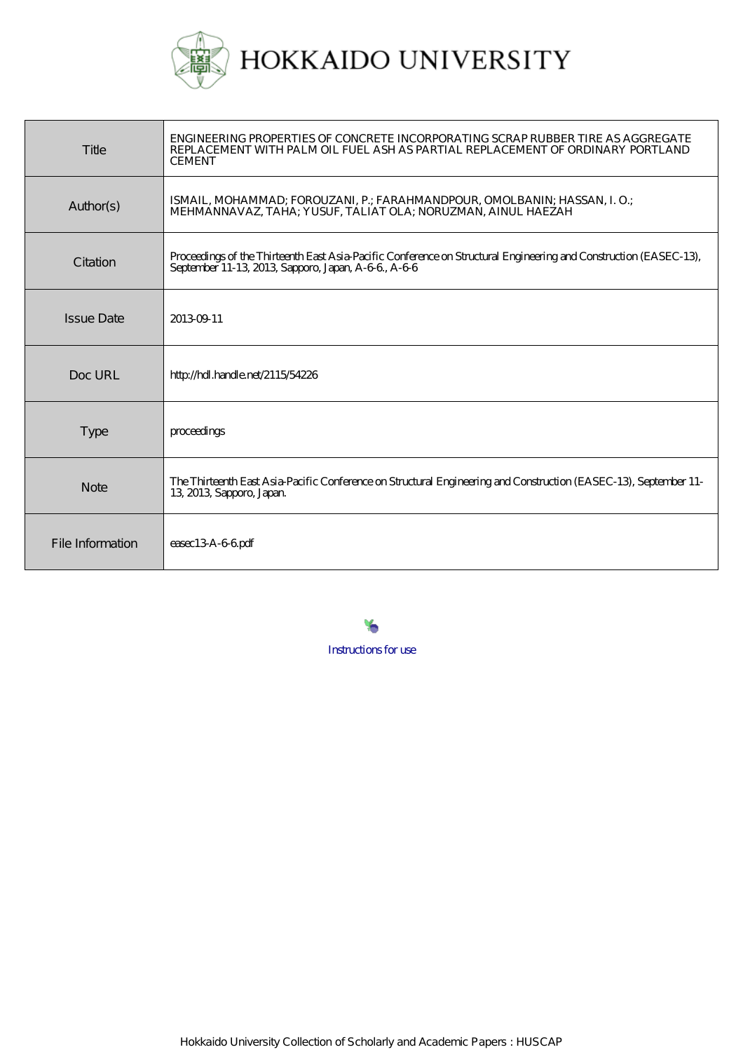# HOKKAIDO UNIVERSITY

| | |
|---|---|
| Title | ENGINEERING PROPERTIES OF CONCRETE INCORPORATING SCRAP RUBBER TIRE AS AGGREGATE REPLACEMENT WITH PALM OIL FUEL ASH AS PARTIAL REPLACEMENT OF ORDINARY PORTLAND CEMENT |
| Author(s) | ISMAIL, MOHAMMAD; FOROUZANI, P.; FARAHMANDPOUR, OMOLBANIN; HASSAN, I. O.; MEHMANNAVAZ, TAHA; YUSUF, TALIAT OLA; NORUZMAN, AINUL HAEZAH |
| Citation | Proceedings of the Thirteenth East Asia-Pacific Conference on Structural Engineering and Construction (EASEC-13), September 11-13, 2013, Sapporo, Japan, A-6-6., A-6-6 |
| Issue Date | 2013-09-11 |
| Doc URL | http://hdl.handle.net/2115/54226 |
| Type | proceedings |
| Note | The Thirteenth East Asia-Pacific Conference on Structural Engineering and Construction (EASEC-13), September 11-13, 2013, Sapporo, Japan. |
| File Information | easec13-A-6-6.pdf |

Instructions for use

Hokkaido University Collection of Scholarly and Academic Papers : HUSCAP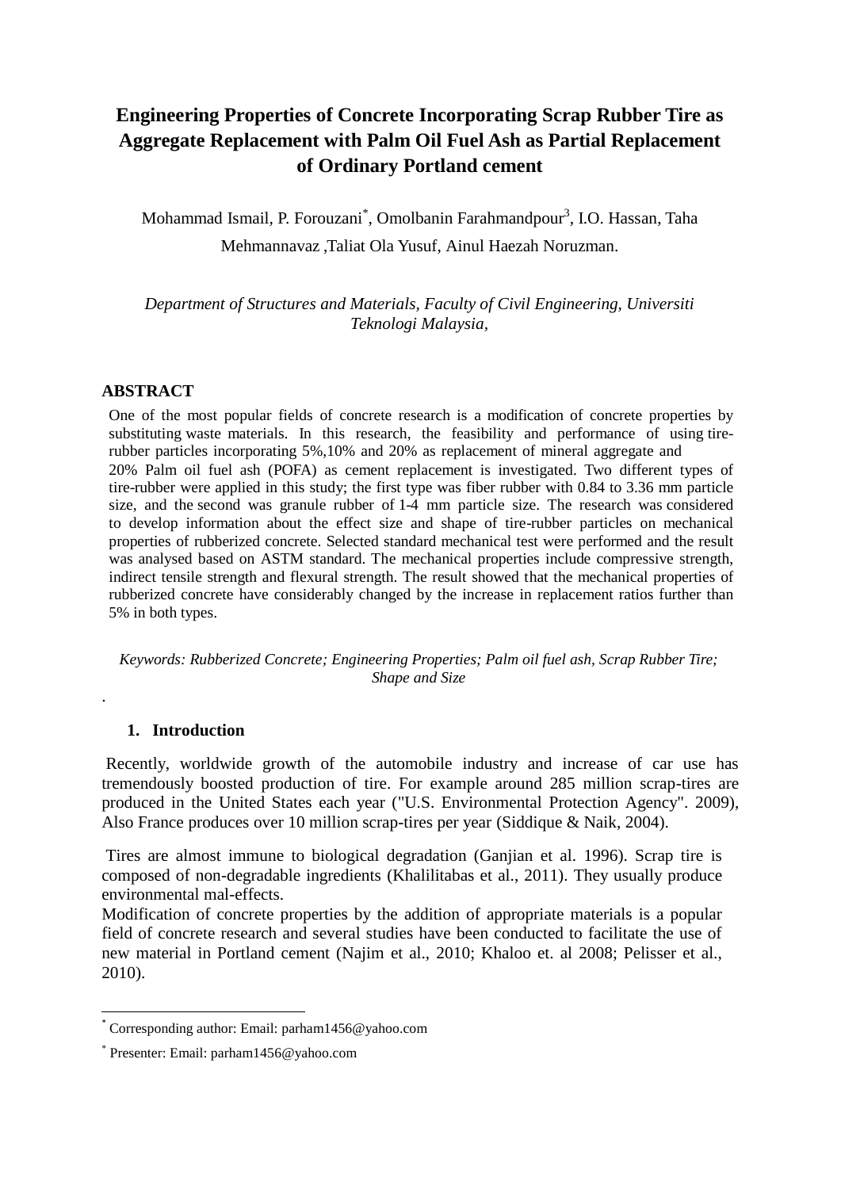# Engineering Properties of Concrete Incorporating Scrap Rubber Tire as Aggregate Replacement with Palm Oil Fuel Ash as Partial Replacement of Ordinary Portland cement

Mohammad Ismail, P. Forouzani[*], Omolbanin Farahmandpour[3], I.O. Hassan, Taha Mehmannavaz ,Taliat Ola Yusuf, Ainul Haezah Noruzman.

*Department of Structures and Materials, Faculty of Civil Engineering, Universiti Teknologi Malaysia,*

## ABSTRACT

One of the most popular fields of concrete research is a modification of concrete properties by substituting waste materials. In this research, the feasibility and performance of using tire-rubber particles incorporating 5%,10% and 20% as replacement of mineral aggregate and 20% Palm oil fuel ash (POFA) as cement replacement is investigated. Two different types of tire-rubber were applied in this study; the first type was fiber rubber with 0.84 to 3.36 mm particle size, and the second was granule rubber of 1-4 mm particle size. The research was considered to develop information about the effect size and shape of tire-rubber particles on mechanical properties of rubberized concrete. Selected standard mechanical test were performed and the result was analysed based on ASTM standard. The mechanical properties include compressive strength, indirect tensile strength and flexural strength. The result showed that the mechanical properties of rubberized concrete have considerably changed by the increase in replacement ratios further than 5% in both types.

*Keywords: Rubberized Concrete; Engineering Properties; Palm oil fuel ash, Scrap Rubber Tire; Shape and Size*

.

## 1. Introduction

Recently, worldwide growth of the automobile industry and increase of car use has tremendously boosted production of tire. For example around 285 million scrap-tires are produced in the United States each year ("U.S. Environmental Protection Agency". 2009), Also France produces over 10 million scrap-tires per year (Siddique & Naik, 2004).

Tires are almost immune to biological degradation (Ganjian et al. 1996). Scrap tire is composed of non-degradable ingredients (Khalilitabas et al., 2011). They usually produce environmental mal-effects.

Modification of concrete properties by the addition of appropriate materials is a popular field of concrete research and several studies have been conducted to facilitate the use of new material in Portland cement (Najim et al., 2010; Khaloo et. al 2008; Pelisser et al., 2010).

---

[*] Corresponding author: Email: parham1456@yahoo.com

[*] Presenter: Email: parham1456@yahoo.com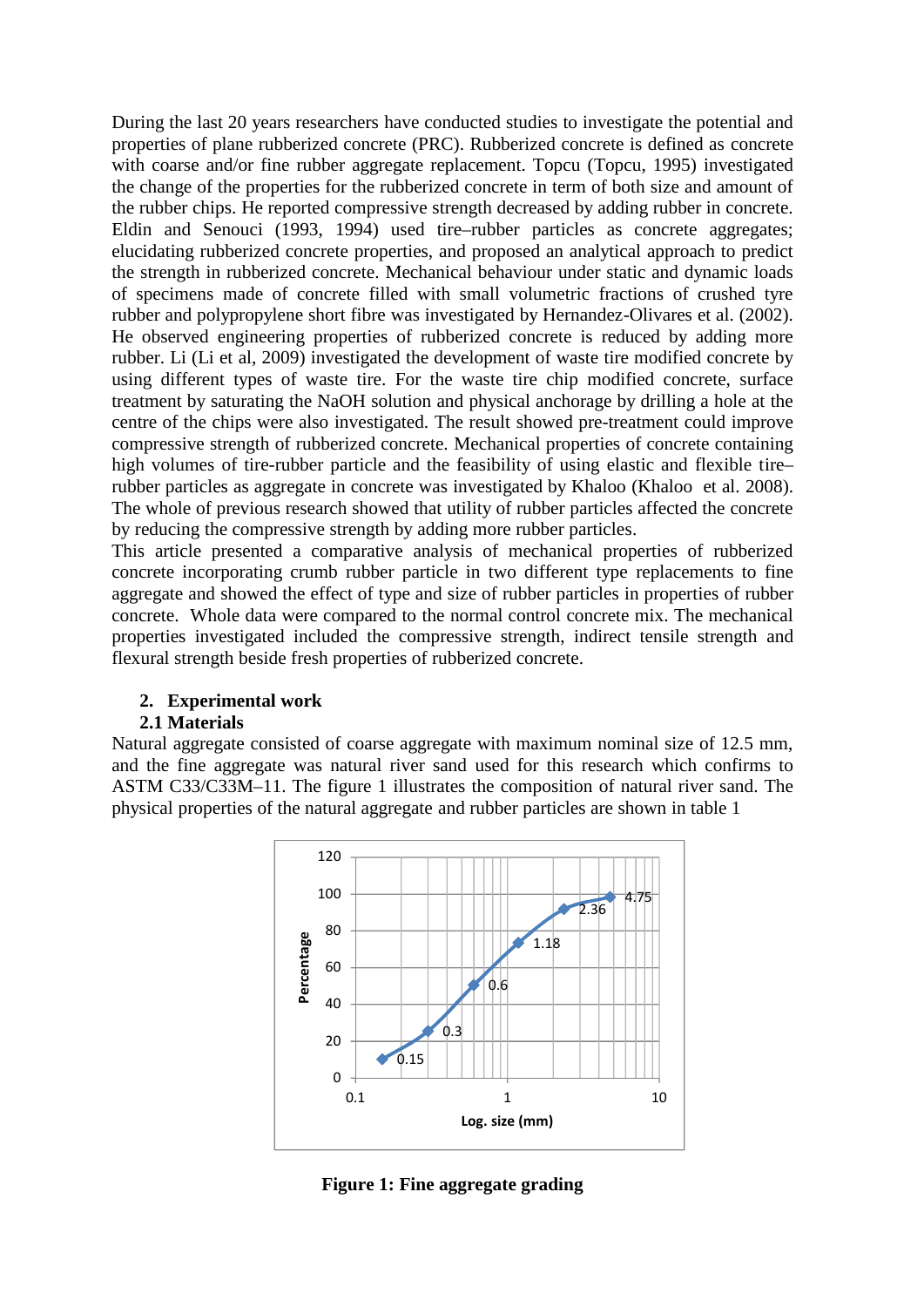During the last 20 years researchers have conducted studies to investigate the potential and properties of plane rubberized concrete (PRC). Rubberized concrete is defined as concrete with coarse and/or fine rubber aggregate replacement. Topcu (Topcu, 1995) investigated the change of the properties for the rubberized concrete in term of both size and amount of the rubber chips. He reported compressive strength decreased by adding rubber in concrete. Eldin and Senouci (1993, 1994) used tire–rubber particles as concrete aggregates; elucidating rubberized concrete properties, and proposed an analytical approach to predict the strength in rubberized concrete. Mechanical behaviour under static and dynamic loads of specimens made of concrete filled with small volumetric fractions of crushed tyre rubber and polypropylene short fibre was investigated by Hernandez-Olivares et al. (2002). He observed engineering properties of rubberized concrete is reduced by adding more rubber. Li (Li et al, 2009) investigated the development of waste tire modified concrete by using different types of waste tire. For the waste tire chip modified concrete, surface treatment by saturating the NaOH solution and physical anchorage by drilling a hole at the centre of the chips were also investigated. The result showed pre-treatment could improve compressive strength of rubberized concrete. Mechanical properties of concrete containing high volumes of tire-rubber particle and the feasibility of using elastic and flexible tire–rubber particles as aggregate in concrete was investigated by Khaloo (Khaloo et al. 2008). The whole of previous research showed that utility of rubber particles affected the concrete by reducing the compressive strength by adding more rubber particles.

This article presented a comparative analysis of mechanical properties of rubberized concrete incorporating crumb rubber particle in two different type replacements to fine aggregate and showed the effect of type and size of rubber particles in properties of rubber concrete. Whole data were compared to the normal control concrete mix. The mechanical properties investigated included the compressive strength, indirect tensile strength and flexural strength beside fresh properties of rubberized concrete.

## 2. Experimental work

### 2.1 Materials

Natural aggregate consisted of coarse aggregate with maximum nominal size of 12.5 mm, and the fine aggregate was natural river sand used for this research which confirms to ASTM C33/C33M–11. The figure 1 illustrates the composition of natural river sand. The physical properties of the natural aggregate and rubber particles are shown in table 1

**Figure 1: Fine aggregate grading**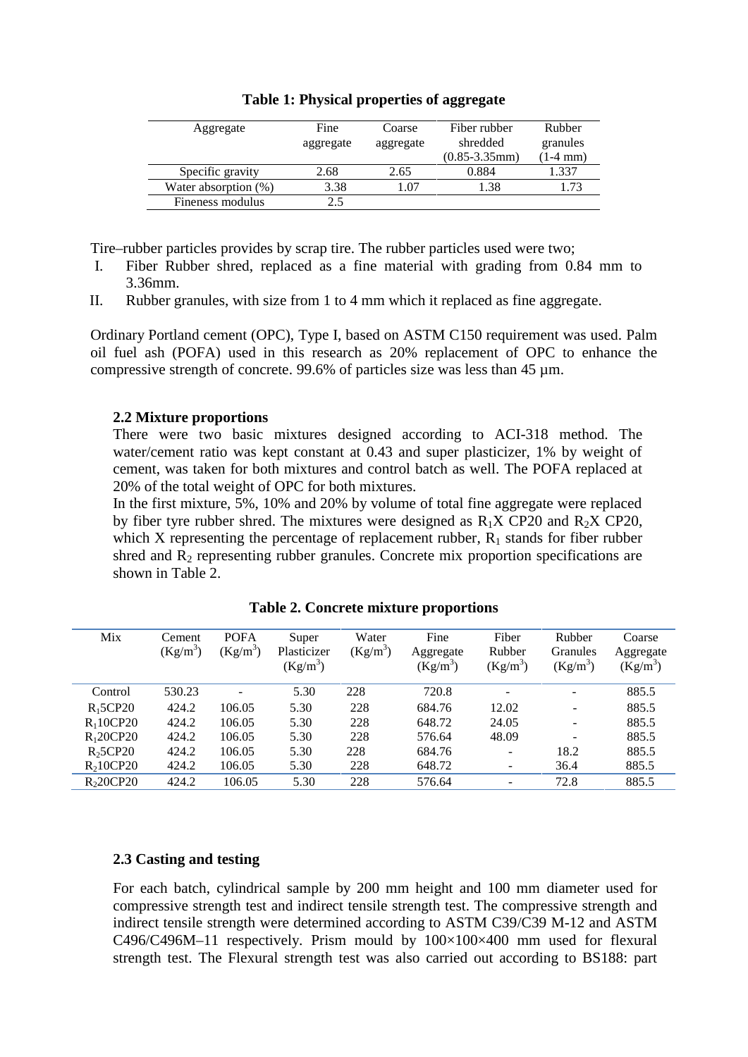**Table 1: Physical properties of aggregate**

| Aggregate | Fine aggregate | Coarse aggregate | Fiber rubber shredded (0.85-3.35mm) | Rubber granules (1-4 mm) |
|---|---|---|---|---|
| Specific gravity | 2.68 | 2.65 | 0.884 | 1.337 |
| Water absorption (%) | 3.38 | 1.07 | 1.38 | 1.73 |
| Fineness modulus | 2.5 | | | |

Tire–rubber particles provides by scrap tire. The rubber particles used were two;

I. Fiber Rubber shred, replaced as a fine material with grading from 0.84 mm to 3.36mm.
II. Rubber granules, with size from 1 to 4 mm which it replaced as fine aggregate.

Ordinary Portland cement (OPC), Type I, based on ASTM C150 requirement was used. Palm oil fuel ash (POFA) used in this research as 20% replacement of OPC to enhance the compressive strength of concrete. 99.6% of particles size was less than 45 µm.

### 2.2 Mixture proportions

There were two basic mixtures designed according to ACI-318 method. The water/cement ratio was kept constant at 0.43 and super plasticizer, 1% by weight of cement, was taken for both mixtures and control batch as well. The POFA replaced at 20% of the total weight of OPC for both mixtures.

In the first mixture, 5%, 10% and 20% by volume of total fine aggregate were replaced by fiber tyre rubber shred. The mixtures were designed as $R_1$X CP20 and $R_2$X CP20, which X representing the percentage of replacement rubber, $R_1$ stands for fiber rubber shred and $R_2$ representing rubber granules. Concrete mix proportion specifications are shown in Table 2.

**Table 2. Concrete mixture proportions**

| Mix | Cement (Kg/m$^3$) | POFA (Kg/m$^3$) | Super Plasticizer (Kg/m$^3$) | Water (Kg/m$^3$) | Fine Aggregate (Kg/m$^3$) | Fiber Rubber (Kg/m$^3$) | Rubber Granules (Kg/m$^3$) | Coarse Aggregate (Kg/m$^3$) |
|---|---|---|---|---|---|---|---|---|
| Control | 530.23 | - | 5.30 | 228 | 720.8 | - | - | 885.5 |
| $R_1$5CP20 | 424.2 | 106.05 | 5.30 | 228 | 684.76 | 12.02 | - | 885.5 |
| $R_1$10CP20 | 424.2 | 106.05 | 5.30 | 228 | 648.72 | 24.05 | - | 885.5 |
| $R_1$20CP20 | 424.2 | 106.05 | 5.30 | 228 | 576.64 | 48.09 | - | 885.5 |
| $R_2$5CP20 | 424.2 | 106.05 | 5.30 | 228 | 684.76 | - | 18.2 | 885.5 |
| $R_2$10CP20 | 424.2 | 106.05 | 5.30 | 228 | 648.72 | - | 36.4 | 885.5 |
| $R_2$20CP20 | 424.2 | 106.05 | 5.30 | 228 | 576.64 | - | 72.8 | 885.5 |

### 2.3 Casting and testing

For each batch, cylindrical sample by 200 mm height and 100 mm diameter used for compressive strength test and indirect tensile strength test. The compressive strength and indirect tensile strength were determined according to ASTM C39/C39 M-12 and ASTM C496/C496M–11 respectively. Prism mould by 100×100×400 mm used for flexural strength test. The Flexural strength test was also carried out according to BS188: part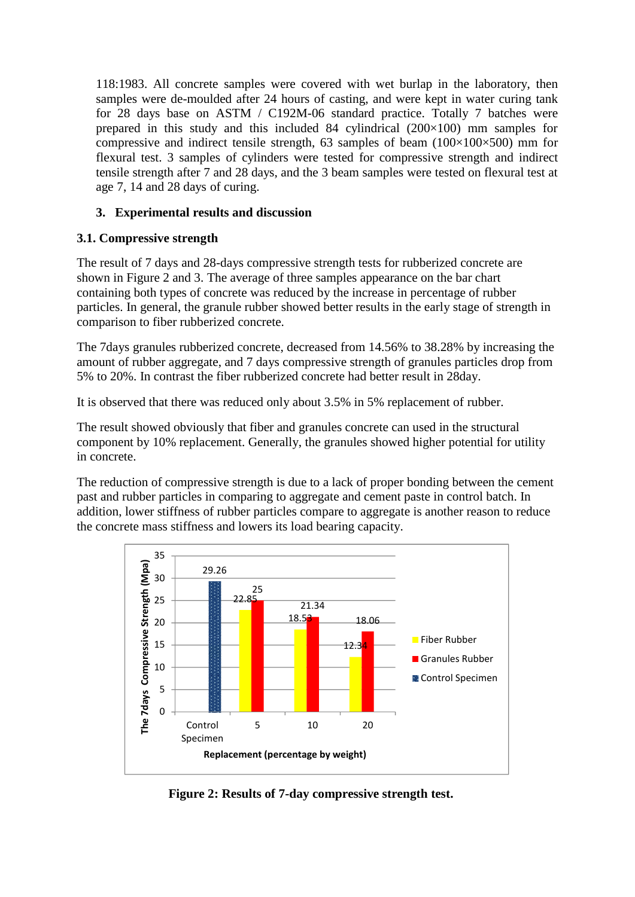118:1983. All concrete samples were covered with wet burlap in the laboratory, then samples were de-moulded after 24 hours of casting, and were kept in water curing tank for 28 days base on ASTM / C192M-06 standard practice. Totally 7 batches were prepared in this study and this included 84 cylindrical (200×100) mm samples for compressive and indirect tensile strength, 63 samples of beam (100×100×500) mm for flexural test. 3 samples of cylinders were tested for compressive strength and indirect tensile strength after 7 and 28 days, and the 3 beam samples were tested on flexural test at age 7, 14 and 28 days of curing.

## 3. Experimental results and discussion

### 3.1. Compressive strength

The result of 7 days and 28-days compressive strength tests for rubberized concrete are shown in Figure 2 and 3. The average of three samples appearance on the bar chart containing both types of concrete was reduced by the increase in percentage of rubber particles. In general, the granule rubber showed better results in the early stage of strength in comparison to fiber rubberized concrete.

The 7days granules rubberized concrete, decreased from 14.56% to 38.28% by increasing the amount of rubber aggregate, and 7 days compressive strength of granules particles drop from 5% to 20%. In contrast the fiber rubberized concrete had better result in 28day.

It is observed that there was reduced only about 3.5% in 5% replacement of rubber.

The result showed obviously that fiber and granules concrete can used in the structural component by 10% replacement. Generally, the granules showed higher potential for utility in concrete.

The reduction of compressive strength is due to a lack of proper bonding between the cement past and rubber particles in comparing to aggregate and cement paste in control batch. In addition, lower stiffness of rubber particles compare to aggregate is another reason to reduce the concrete mass stiffness and lowers its load bearing capacity.

| Replacement (percentage by weight) | Control Specimen | Fiber Rubber | Granules Rubber |
|---|---|---|---|
| Control Specimen | 29.26 | | |
| 5 | | 22.85 | 25 |
| 10 | | 18.53 | 21.34 |
| 20 | | 12.34 | 18.06 |

**Figure 2: Results of 7-day compressive strength test.**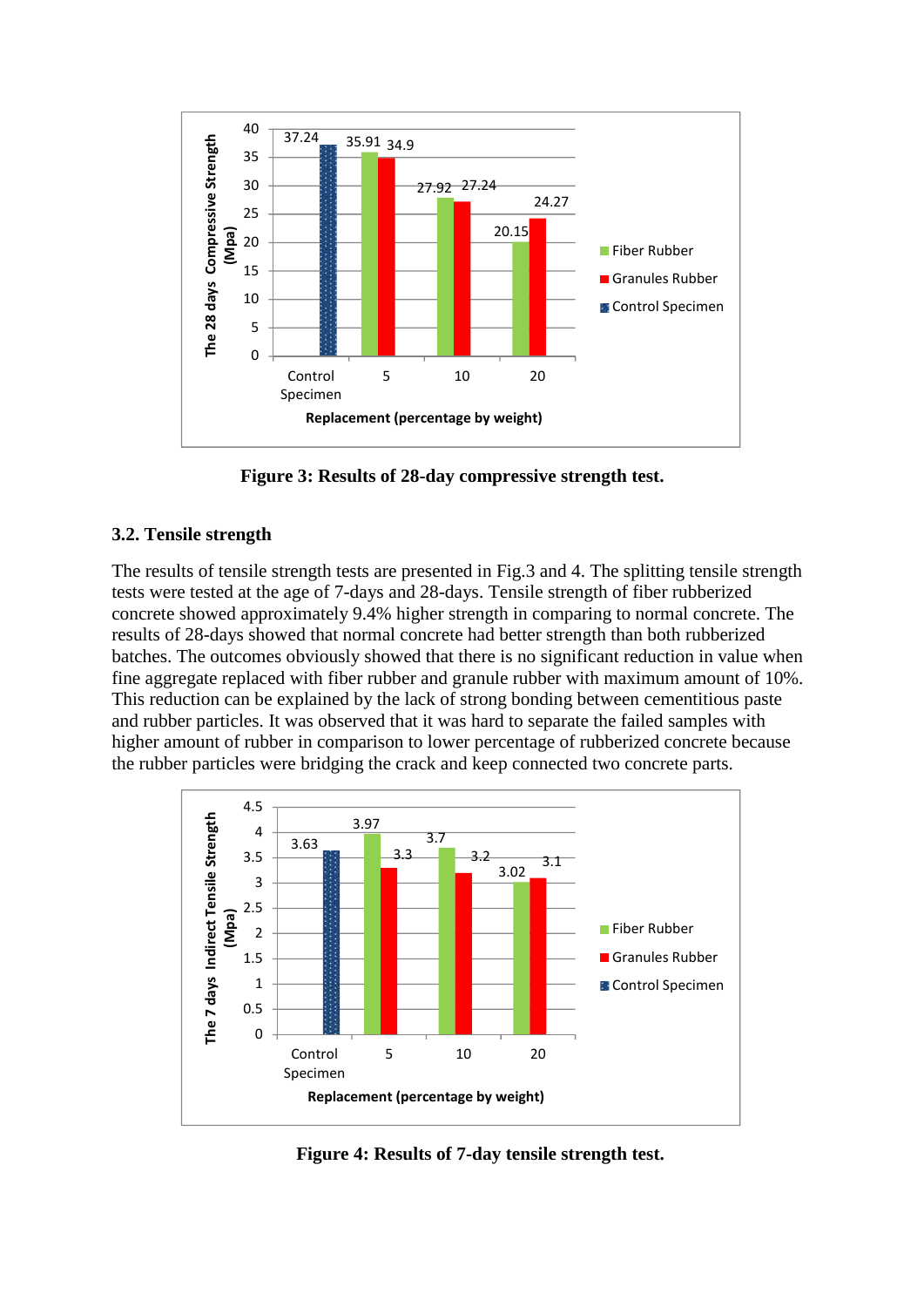Figure 3: Results of 28-day compressive strength test.

### 3.2. Tensile strength

The results of tensile strength tests are presented in Fig.3 and 4. The splitting tensile strength tests were tested at the age of 7-days and 28-days. Tensile strength of fiber rubberized concrete showed approximately 9.4% higher strength in comparing to normal concrete. The results of 28-days showed that normal concrete had better strength than both rubberized batches. The outcomes obviously showed that there is no significant reduction in value when fine aggregate replaced with fiber rubber and granule rubber with maximum amount of 10%. This reduction can be explained by the lack of strong bonding between cementitious paste and rubber particles. It was observed that it was hard to separate the failed samples with higher amount of rubber in comparison to lower percentage of rubberized concrete because the rubber particles were bridging the crack and keep connected two concrete parts.

Figure 4: Results of 7-day tensile strength test.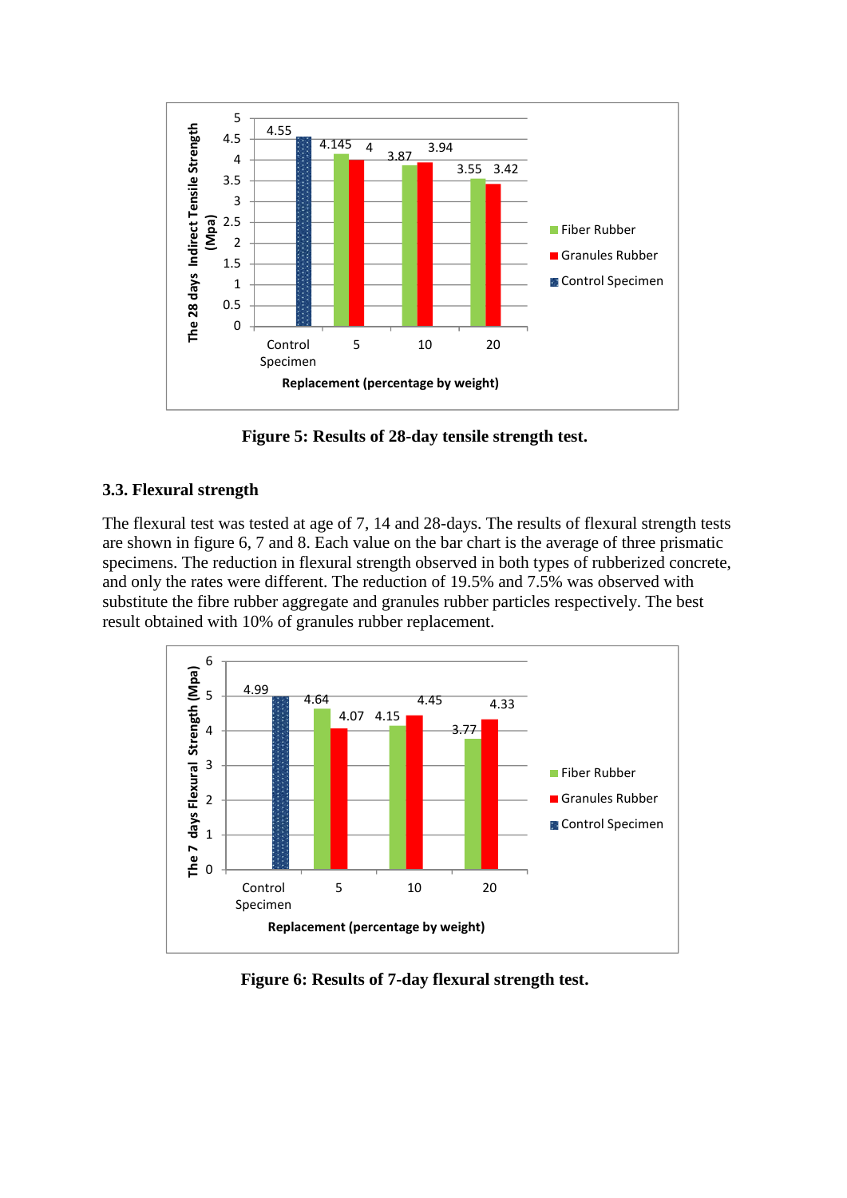Figure 5: Results of 28-day tensile strength test.

### 3.3. Flexural strength

The flexural test was tested at age of 7, 14 and 28-days. The results of flexural strength tests are shown in figure 6, 7 and 8. Each value on the bar chart is the average of three prismatic specimens. The reduction in flexural strength observed in both types of rubberized concrete, and only the rates were different. The reduction of 19.5% and 7.5% was observed with substitute the fibre rubber aggregate and granules rubber particles respectively. The best result obtained with 10% of granules rubber replacement.

Figure 6: Results of 7-day flexural strength test.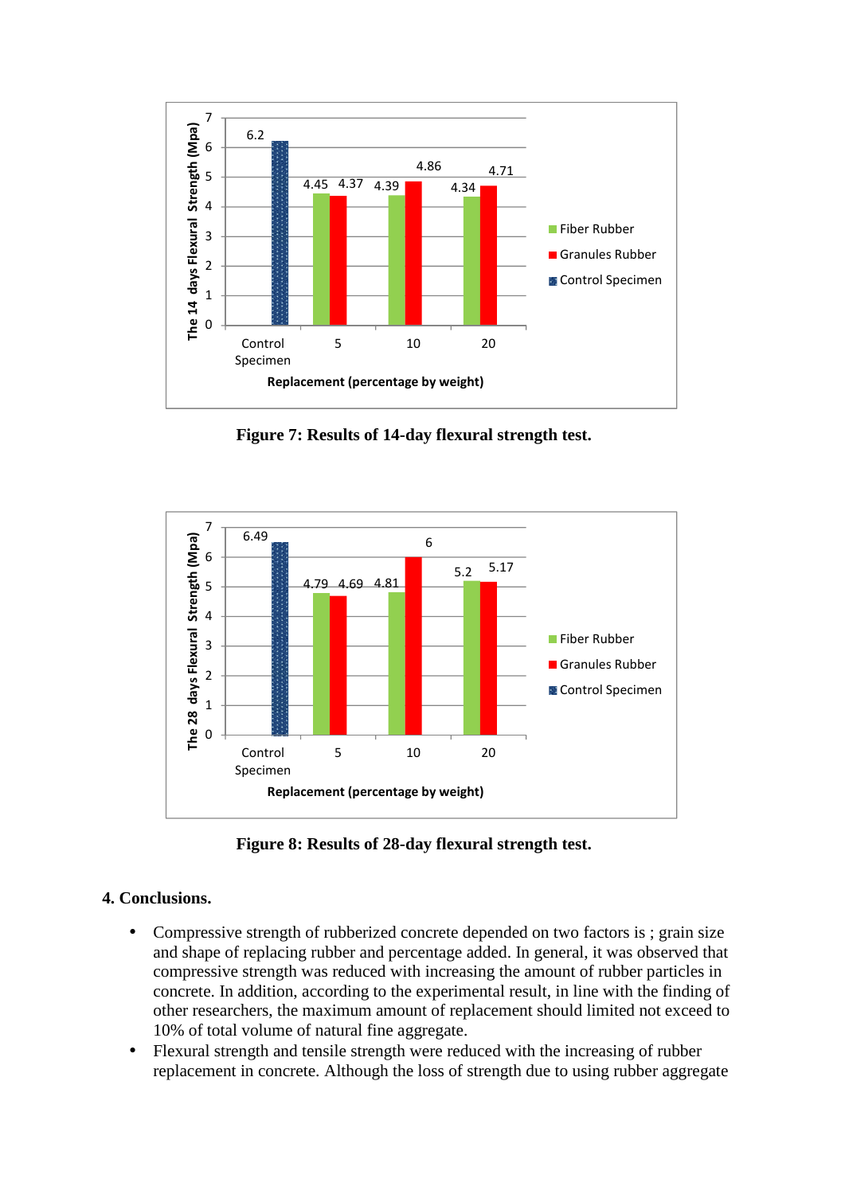Figure 7: Results of 14-day flexural strength test.

Figure 8: Results of 28-day flexural strength test.

## 4. Conclusions.

- Compressive strength of rubberized concrete depended on two factors is ; grain size and shape of replacing rubber and percentage added. In general, it was observed that compressive strength was reduced with increasing the amount of rubber particles in concrete. In addition, according to the experimental result, in line with the finding of other researchers, the maximum amount of replacement should limited not exceed to 10% of total volume of natural fine aggregate.
- Flexural strength and tensile strength were reduced with the increasing of rubber replacement in concrete. Although the loss of strength due to using rubber aggregate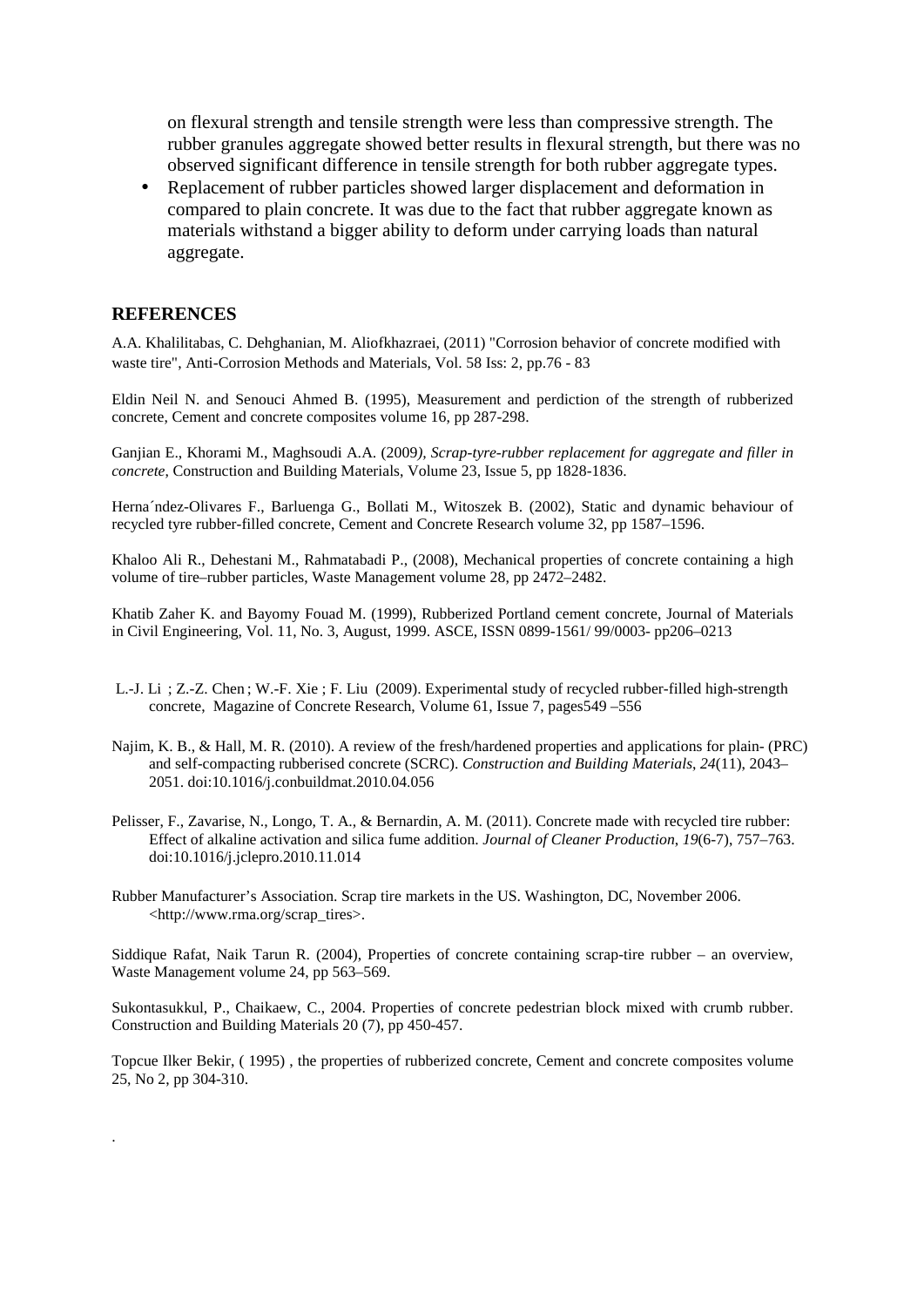on flexural strength and tensile strength were less than compressive strength. The rubber granules aggregate showed better results in flexural strength, but there was no observed significant difference in tensile strength for both rubber aggregate types.

- Replacement of rubber particles showed larger displacement and deformation in compared to plain concrete. It was due to the fact that rubber aggregate known as materials withstand a bigger ability to deform under carrying loads than natural aggregate.

## REFERENCES

A.A. Khalilitabas, C. Dehghanian, M. Aliofkhazraei, (2011) "Corrosion behavior of concrete modified with waste tire", Anti-Corrosion Methods and Materials, Vol. 58 Iss: 2, pp.76 - 83

Eldin Neil N. and Senouci Ahmed B. (1995), Measurement and perdiction of the strength of rubberized concrete, Cement and concrete composites volume 16, pp 287-298.

Ganjian E., Khorami M., Maghsoudi A.A. (2009*), Scrap-tyre-rubber replacement for aggregate and filler in concrete*, Construction and Building Materials, Volume 23, Issue 5, pp 1828-1836.

Herna´ndez-Olivares F., Barluenga G., Bollati M., Witoszek B. (2002), Static and dynamic behaviour of recycled tyre rubber-filled concrete, Cement and Concrete Research volume 32, pp 1587–1596.

Khaloo Ali R., Dehestani M., Rahmatabadi P., (2008), Mechanical properties of concrete containing a high volume of tire–rubber particles, Waste Management volume 28, pp 2472–2482.

Khatib Zaher K. and Bayomy Fouad M. (1999), Rubberized Portland cement concrete, Journal of Materials in Civil Engineering, Vol. 11, No. 3, August, 1999. ASCE, ISSN 0899-1561/ 99/0003- pp206–0213

L.-J. Li ; Z.-Z. Chen ; W.-F. Xie ; F. Liu (2009). Experimental study of recycled rubber-filled high-strength concrete, Magazine of Concrete Research, Volume 61, Issue 7, pages549 –556

Najim, K. B., & Hall, M. R. (2010). A review of the fresh/hardened properties and applications for plain- (PRC) and self-compacting rubberised concrete (SCRC). *Construction and Building Materials*, *24*(11), 2043–2051. doi:10.1016/j.conbuildmat.2010.04.056

Pelisser, F., Zavarise, N., Longo, T. A., & Bernardin, A. M. (2011). Concrete made with recycled tire rubber: Effect of alkaline activation and silica fume addition. *Journal of Cleaner Production*, *19*(6-7), 757–763. doi:10.1016/j.jclepro.2010.11.014

Rubber Manufacturer's Association. Scrap tire markets in the US. Washington, DC, November 2006. <http://www.rma.org/scrap_tires>.

Siddique Rafat, Naik Tarun R. (2004), Properties of concrete containing scrap-tire rubber – an overview, Waste Management volume 24, pp 563–569.

Sukontasukkul, P., Chaikaew, C., 2004. Properties of concrete pedestrian block mixed with crumb rubber. Construction and Building Materials 20 (7), pp 450-457.

Topcue Ilker Bekir, ( 1995) , the properties of rubberized concrete, Cement and concrete composites volume 25, No 2, pp 304-310.

.